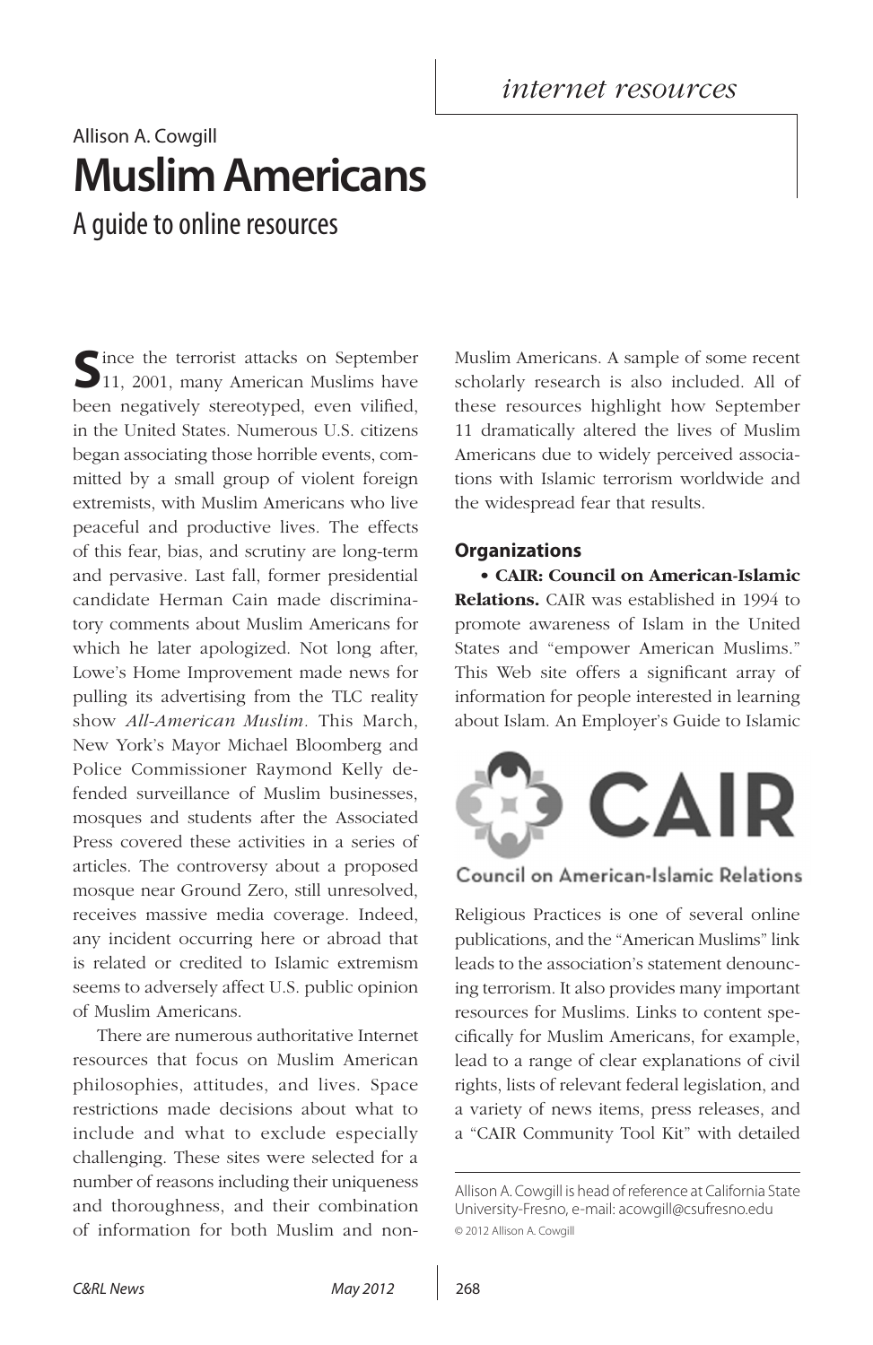*internet resources*

Allison A. Cowgill

# Muslim Americans

## A guide to online resources

Since the terrorist attacks on September 11, 2001, many American Muslims have been negatively stereotyped, even vilified, in the United States. Numerous U.S. citizens began associating those horrible events, committed by a small group of violent foreign extremists, with Muslim Americans who live peaceful and productive lives. The effects of this fear, bias, and scrutiny are long-term and pervasive. Last fall, former presidential candidate Herman Cain made discriminatory comments about Muslim Americans for which he later apologized. Not long after, Lowe's Home Improvement made news for pulling its advertising from the TLC reality show *All-American Muslim*. This March, New York's Mayor Michael Bloomberg and Police Commissioner Raymond Kelly defended surveillance of Muslim businesses, mosques and students after the Associated Press covered these activities in a series of articles. The controversy about a proposed mosque near Ground Zero, still unresolved, receives massive media coverage. Indeed, any incident occurring here or abroad that is related or credited to Islamic extremism seems to adversely affect U.S. public opinion of Muslim Americans.

There are numerous authoritative Internet resources that focus on Muslim American philosophies, attitudes, and lives. Space restrictions made decisions about what to include and what to exclude especially challenging. These sites were selected for a number of reasons including their uniqueness and thoroughness, and their combination of information for both Muslim and non-Muslim Americans. A sample of some recent scholarly research is also included. All of these resources highlight how September 11 dramatically altered the lives of Muslim Americans due to widely perceived associations with Islamic terrorism worldwide and the widespread fear that results.

### Organizations

- **CAIR: Council on American-Islamic Relations.** CAIR was established in 1994 to promote awareness of Islam in the United States and "empower American Muslims." This Web site offers a significant array of information for people interested in learning about Islam. An Employer's Guide to Islamic Religious Practices is one of several online publications, and the "American Muslims" link leads to the association's statement denouncing terrorism. It also provides many important resources for Muslims. Links to content specifically for Muslim Americans, for example, lead to a range of clear explanations of civil rights, lists of relevant federal legislation, and a variety of news items, press releases, and a "CAIR Community Tool Kit" with detailed

---

Allison A. Cowgill is head of reference at California State University-Fresno, e-mail: acowgill@csufresno.edu

© 2012 Allison A. Cowgill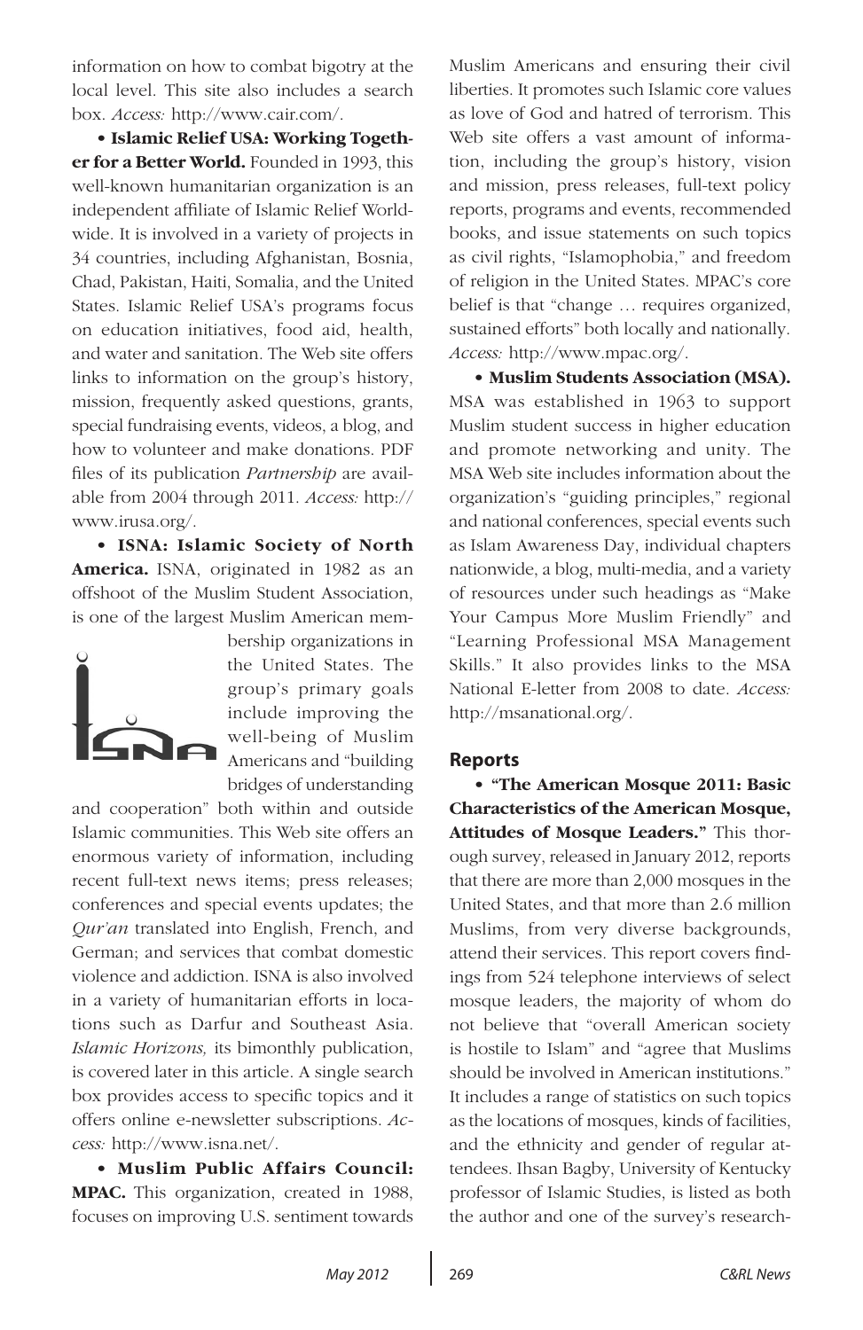information on how to combat bigotry at the local level. This site also includes a search box. *Access:* http://www.cair.com/.

• **Islamic Relief USA: Working Together for a Better World.** Founded in 1993, this well-known humanitarian organization is an independent affiliate of Islamic Relief Worldwide. It is involved in a variety of projects in 34 countries, including Afghanistan, Bosnia, Chad, Pakistan, Haiti, Somalia, and the United States. Islamic Relief USA's programs focus on education initiatives, food aid, health, and water and sanitation. The Web site offers links to information on the group's history, mission, frequently asked questions, grants, special fundraising events, videos, a blog, and how to volunteer and make donations. PDF files of its publication *Partnership* are available from 2004 through 2011. *Access:* http://www.irusa.org/.

• **ISNA: Islamic Society of North America.** ISNA, originated in 1982 as an offshoot of the Muslim Student Association, is one of the largest Muslim American membership organizations in the United States. The group's primary goals include improving the well-being of Muslim Americans and "building bridges of understanding and cooperation" both within and outside Islamic communities. This Web site offers an enormous variety of information, including recent full-text news items; press releases; conferences and special events updates; the *Qur'an* translated into English, French, and German; and services that combat domestic violence and addiction. ISNA is also involved in a variety of humanitarian efforts in locations such as Darfur and Southeast Asia. *Islamic Horizons,* its bimonthly publication, is covered later in this article. A single search box provides access to specific topics and it offers online e-newsletter subscriptions. *Access:* http://www.isna.net/.

• **Muslim Public Affairs Council: MPAC.** This organization, created in 1988, focuses on improving U.S. sentiment towards Muslim Americans and ensuring their civil liberties. It promotes such Islamic core values as love of God and hatred of terrorism. This Web site offers a vast amount of information, including the group's history, vision and mission, press releases, full-text policy reports, programs and events, recommended books, and issue statements on such topics as civil rights, "Islamophobia," and freedom of religion in the United States. MPAC's core belief is that "change … requires organized, sustained efforts" both locally and nationally. *Access:* http://www.mpac.org/.

• **Muslim Students Association (MSA).** MSA was established in 1963 to support Muslim student success in higher education and promote networking and unity. The MSA Web site includes information about the organization's "guiding principles," regional and national conferences, special events such as Islam Awareness Day, individual chapters nationwide, a blog, multi-media, and a variety of resources under such headings as "Make Your Campus More Muslim Friendly" and "Learning Professional MSA Management Skills." It also provides links to the MSA National E-letter from 2008 to date. *Access:* http://msanational.org/.

## Reports

• **"The American Mosque 2011: Basic Characteristics of the American Mosque, Attitudes of Mosque Leaders."** This thorough survey, released in January 2012, reports that there are more than 2,000 mosques in the United States, and that more than 2.6 million Muslims, from very diverse backgrounds, attend their services. This report covers findings from 524 telephone interviews of select mosque leaders, the majority of whom do not believe that "overall American society is hostile to Islam" and "agree that Muslims should be involved in American institutions." It includes a range of statistics on such topics as the locations of mosques, kinds of facilities, and the ethnicity and gender of regular attendees. Ihsan Bagby, University of Kentucky professor of Islamic Studies, is listed as both the author and one of the survey's research-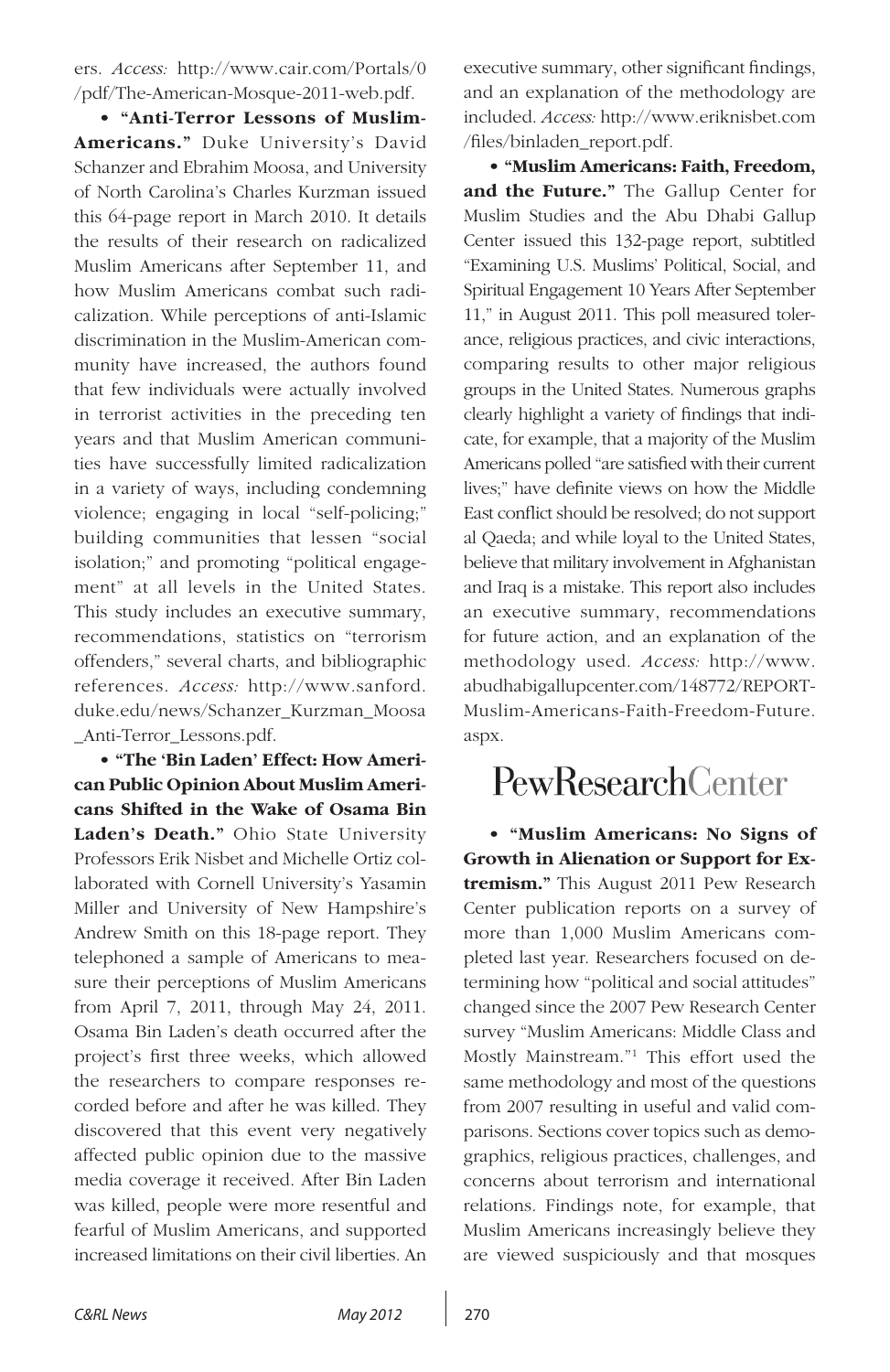ers. *Access:* http://www.cair.com/Portals/0/pdf/The-American-Mosque-2011-web.pdf.

• **"Anti-Terror Lessons of Muslim-Americans."** Duke University's David Schanzer and Ebrahim Moosa, and University of North Carolina's Charles Kurzman issued this 64-page report in March 2010. It details the results of their research on radicalized Muslim Americans after September 11, and how Muslim Americans combat such radicalization. While perceptions of anti-Islamic discrimination in the Muslim-American community have increased, the authors found that few individuals were actually involved in terrorist activities in the preceding ten years and that Muslim American communities have successfully limited radicalization in a variety of ways, including condemning violence; engaging in local "self-policing;" building communities that lessen "social isolation;" and promoting "political engagement" at all levels in the United States. This study includes an executive summary, recommendations, statistics on "terrorism offenders," several charts, and bibliographic references. *Access:* http://www.sanford.duke.edu/news/Schanzer_Kurzman_Moosa_Anti-Terror_Lessons.pdf.

• **"The 'Bin Laden' Effect: How American Public Opinion About Muslim Americans Shifted in the Wake of Osama Bin Laden's Death."** Ohio State University Professors Erik Nisbet and Michelle Ortiz collaborated with Cornell University's Yasamin Miller and University of New Hampshire's Andrew Smith on this 18-page report. They telephoned a sample of Americans to measure their perceptions of Muslim Americans from April 7, 2011, through May 24, 2011. Osama Bin Laden's death occurred after the project's first three weeks, which allowed the researchers to compare responses recorded before and after he was killed. They discovered that this event very negatively affected public opinion due to the massive media coverage it received. After Bin Laden was killed, people were more resentful and fearful of Muslim Americans, and supported increased limitations on their civil liberties. An executive summary, other significant findings, and an explanation of the methodology are included. *Access:* http://www.eriknisbet.com/files/binladen_report.pdf.

• **"Muslim Americans: Faith, Freedom, and the Future."** The Gallup Center for Muslim Studies and the Abu Dhabi Gallup Center issued this 132-page report, subtitled "Examining U.S. Muslims' Political, Social, and Spiritual Engagement 10 Years After September 11," in August 2011. This poll measured tolerance, religious practices, and civic interactions, comparing results to other major religious groups in the United States. Numerous graphs clearly highlight a variety of findings that indicate, for example, that a majority of the Muslim Americans polled "are satisfied with their current lives;" have definite views on how the Middle East conflict should be resolved; do not support al Qaeda; and while loyal to the United States, believe that military involvement in Afghanistan and Iraq is a mistake. This report also includes an executive summary, recommendations for future action, and an explanation of the methodology used. *Access:* http://www.abudhabigallupcenter.com/148772/REPORT-Muslim-Americans-Faith-Freedom-Future.aspx.

PewResearchCenter

• **"Muslim Americans: No Signs of Growth in Alienation or Support for Extremism."** This August 2011 Pew Research Center publication reports on a survey of more than 1,000 Muslim Americans completed last year. Researchers focused on determining how "political and social attitudes" changed since the 2007 Pew Research Center survey "Muslim Americans: Middle Class and Mostly Mainstream."[1] This effort used the same methodology and most of the questions from 2007 resulting in useful and valid comparisons. Sections cover topics such as demographics, religious practices, challenges, and concerns about terrorism and international relations. Findings note, for example, that Muslim Americans increasingly believe they are viewed suspiciously and that mosques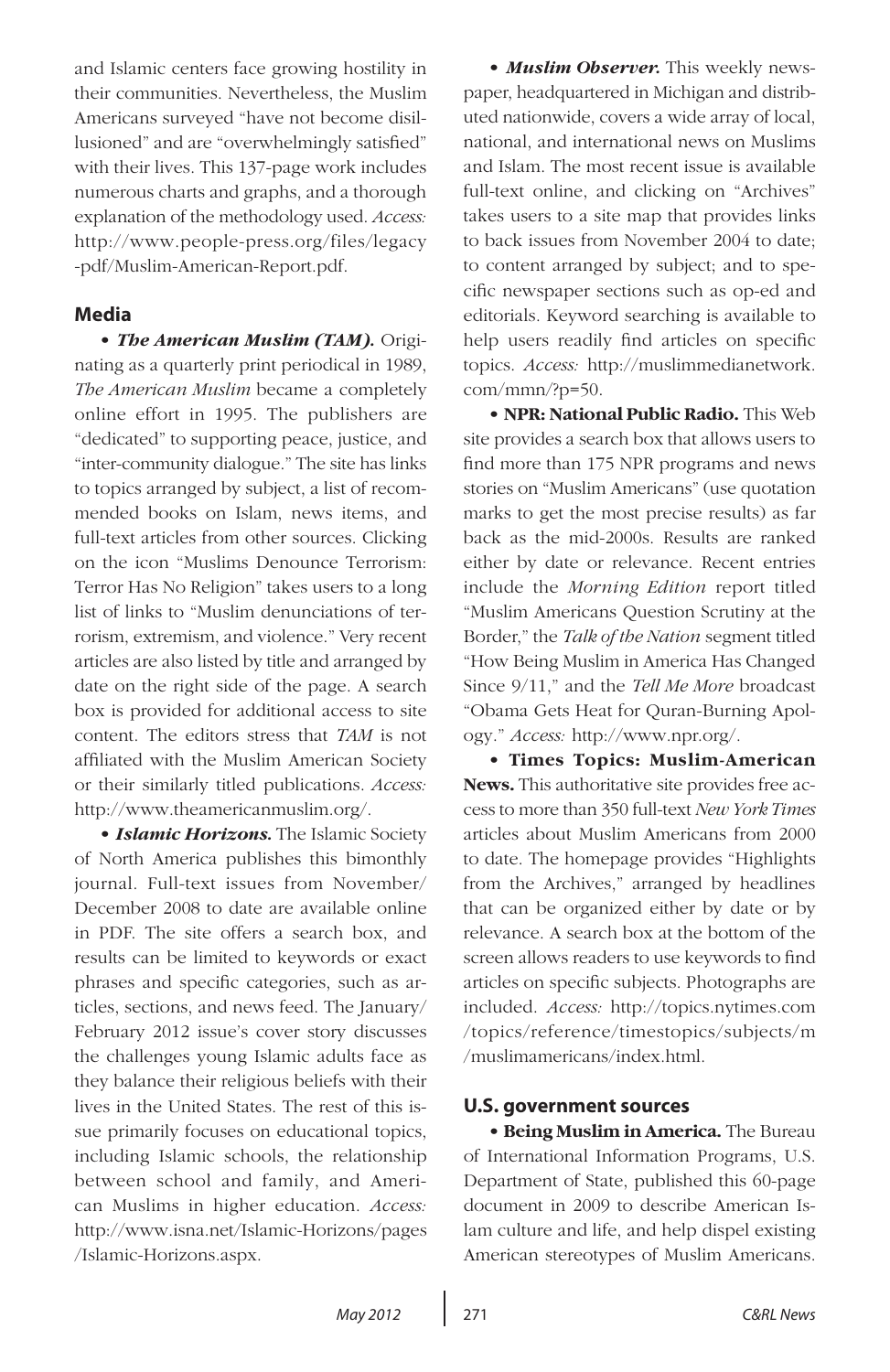and Islamic centers face growing hostility in their communities. Nevertheless, the Muslim Americans surveyed "have not become disillusioned" and are "overwhelmingly satisfied" with their lives. This 137-page work includes numerous charts and graphs, and a thorough explanation of the methodology used. *Access:* http://www.people-press.org/files/legacy-pdf/Muslim-American-Report.pdf.

## Media

- ***The American Muslim (TAM).*** Originating as a quarterly print periodical in 1989, *The American Muslim* became a completely online effort in 1995. The publishers are "dedicated" to supporting peace, justice, and "inter-community dialogue." The site has links to topics arranged by subject, a list of recommended books on Islam, news items, and full-text articles from other sources. Clicking on the icon "Muslims Denounce Terrorism: Terror Has No Religion" takes users to a long list of links to "Muslim denunciations of terrorism, extremism, and violence." Very recent articles are also listed by title and arranged by date on the right side of the page. A search box is provided for additional access to site content. The editors stress that *TAM* is not affiliated with the Muslim American Society or their similarly titled publications. *Access:* http://www.theamericanmuslim.org/.

- ***Islamic Horizons.*** The Islamic Society of North America publishes this bimonthly journal. Full-text issues from November/December 2008 to date are available online in PDF. The site offers a search box, and results can be limited to keywords or exact phrases and specific categories, such as articles, sections, and news feed. The January/February 2012 issue's cover story discusses the challenges young Islamic adults face as they balance their religious beliefs with their lives in the United States. The rest of this issue primarily focuses on educational topics, including Islamic schools, the relationship between school and family, and American Muslims in higher education. *Access:* http://www.isna.net/Islamic-Horizons/pages/Islamic-Horizons.aspx.

- ***Muslim Observer.*** This weekly newspaper, headquartered in Michigan and distributed nationwide, covers a wide array of local, national, and international news on Muslims and Islam. The most recent issue is available full-text online, and clicking on "Archives" takes users to a site map that provides links to back issues from November 2004 to date; to content arranged by subject; and to specific newspaper sections such as op-ed and editorials. Keyword searching is available to help users readily find articles on specific topics. *Access:* http://muslimmedianetwork.com/mmn/?p=50.

- **NPR: National Public Radio.** This Web site provides a search box that allows users to find more than 175 NPR programs and news stories on "Muslim Americans" (use quotation marks to get the most precise results) as far back as the mid-2000s. Results are ranked either by date or relevance. Recent entries include the *Morning Edition* report titled "Muslim Americans Question Scrutiny at the Border," the *Talk of the Nation* segment titled "How Being Muslim in America Has Changed Since 9/11," and the *Tell Me More* broadcast "Obama Gets Heat for Quran-Burning Apology." *Access:* http://www.npr.org/.

- **Times Topics: Muslim-American News.** This authoritative site provides free access to more than 350 full-text *New York Times* articles about Muslim Americans from 2000 to date. The homepage provides "Highlights from the Archives," arranged by headlines that can be organized either by date or by relevance. A search box at the bottom of the screen allows readers to use keywords to find articles on specific subjects. Photographs are included. *Access:* http://topics.nytimes.com/topics/reference/timestopics/subjects/m/muslimamericans/index.html.

## U.S. government sources

- **Being Muslim in America.** The Bureau of International Information Programs, U.S. Department of State, published this 60-page document in 2009 to describe American Islam culture and life, and help dispel existing American stereotypes of Muslim Americans.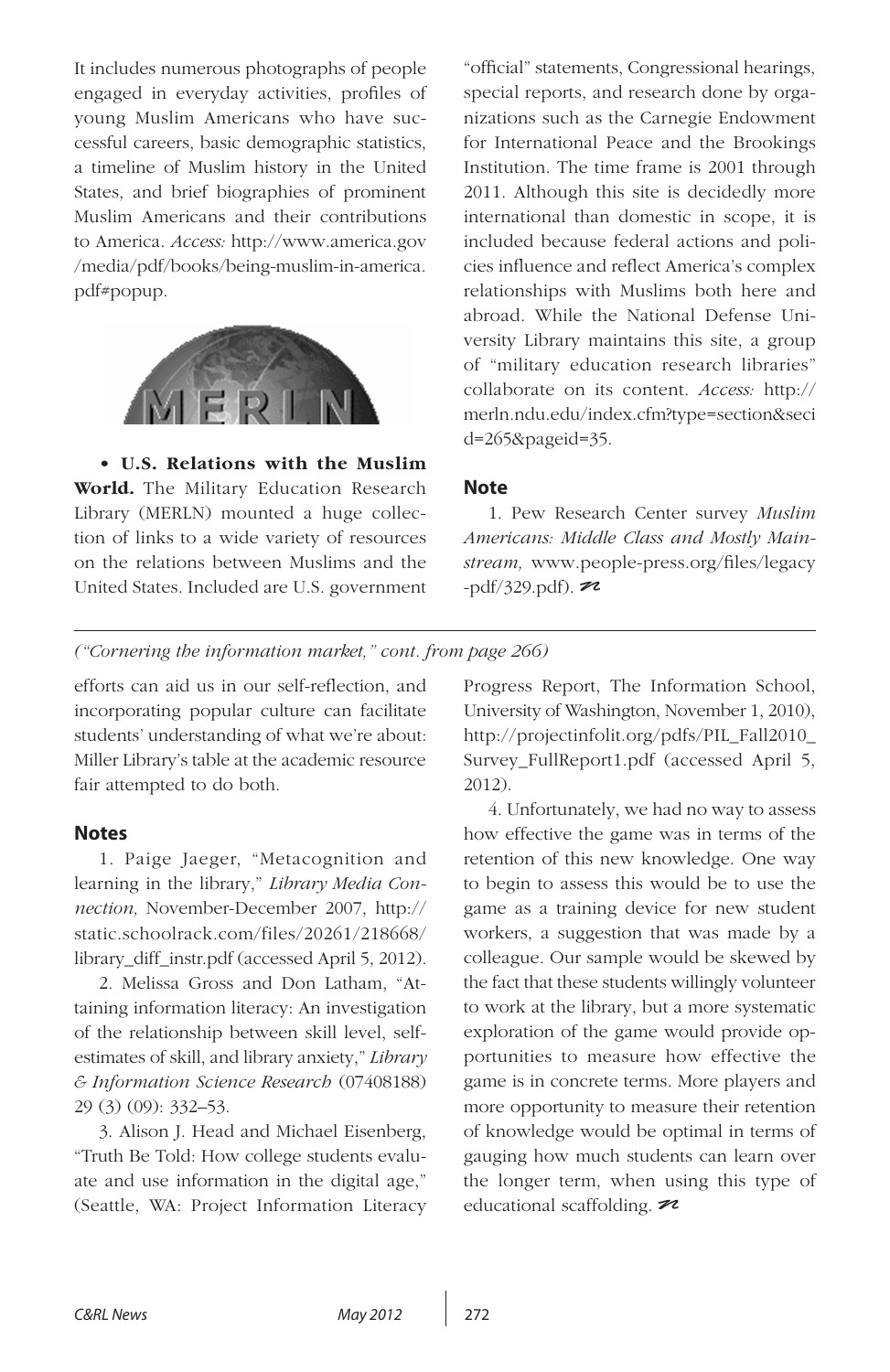It includes numerous photographs of people engaged in everyday activities, profiles of young Muslim Americans who have successful careers, basic demographic statistics, a timeline of Muslim history in the United States, and brief biographies of prominent Muslim Americans and their contributions to America. *Access:* http://www.america.gov/media/pdf/books/being-muslim-in-america.pdf#popup.

MERLN

• **U.S. Relations with the Muslim World.** The Military Education Research Library (MERLN) mounted a huge collection of links to a wide variety of resources on the relations between Muslims and the United States. Included are U.S. government "official" statements, Congressional hearings, special reports, and research done by organizations such as the Carnegie Endowment for International Peace and the Brookings Institution. The time frame is 2001 through 2011. Although this site is decidedly more international than domestic in scope, it is included because federal actions and policies influence and reflect America's complex relationships with Muslims both here and abroad. While the National Defense University Library maintains this site, a group of "military education research libraries" collaborate on its content. *Access:* http://merln.ndu.edu/index.cfm?type=section&secid=265&pageid=35.

## Note

1. Pew Research Center survey *Muslim Americans: Middle Class and Mostly Mainstream,* www.people-press.org/files/legacy-pdf/329.pdf).

*("Cornering the information market," cont. from page 266)*

efforts can aid us in our self-reflection, and incorporating popular culture can facilitate students' understanding of what we're about: Miller Library's table at the academic resource fair attempted to do both.

## Notes

1. Paige Jaeger, "Metacognition and learning in the library," *Library Media Connection,* November-December 2007, http://static.schoolrack.com/files/20261/218668/library_diff_instr.pdf (accessed April 5, 2012).

2. Melissa Gross and Don Latham, "Attaining information literacy: An investigation of the relationship between skill level, self-estimates of skill, and library anxiety," *Library & Information Science Research* (07408188) 29 (3) (09): 332–53.

3. Alison J. Head and Michael Eisenberg, "Truth Be Told: How college students evaluate and use information in the digital age," (Seattle, WA: Project Information Literacy Progress Report, The Information School, University of Washington, November 1, 2010), http://projectinfolit.org/pdfs/PIL_Fall2010_Survey_FullReport1.pdf (accessed April 5, 2012).

4. Unfortunately, we had no way to assess how effective the game was in terms of the retention of this new knowledge. One way to begin to assess this would be to use the game as a training device for new student workers, a suggestion that was made by a colleague. Our sample would be skewed by the fact that these students willingly volunteer to work at the library, but a more systematic exploration of the game would provide opportunities to measure how effective the game is in concrete terms. More players and more opportunity to measure their retention of knowledge would be optimal in terms of gauging how much students can learn over the longer term, when using this type of educational scaffolding.